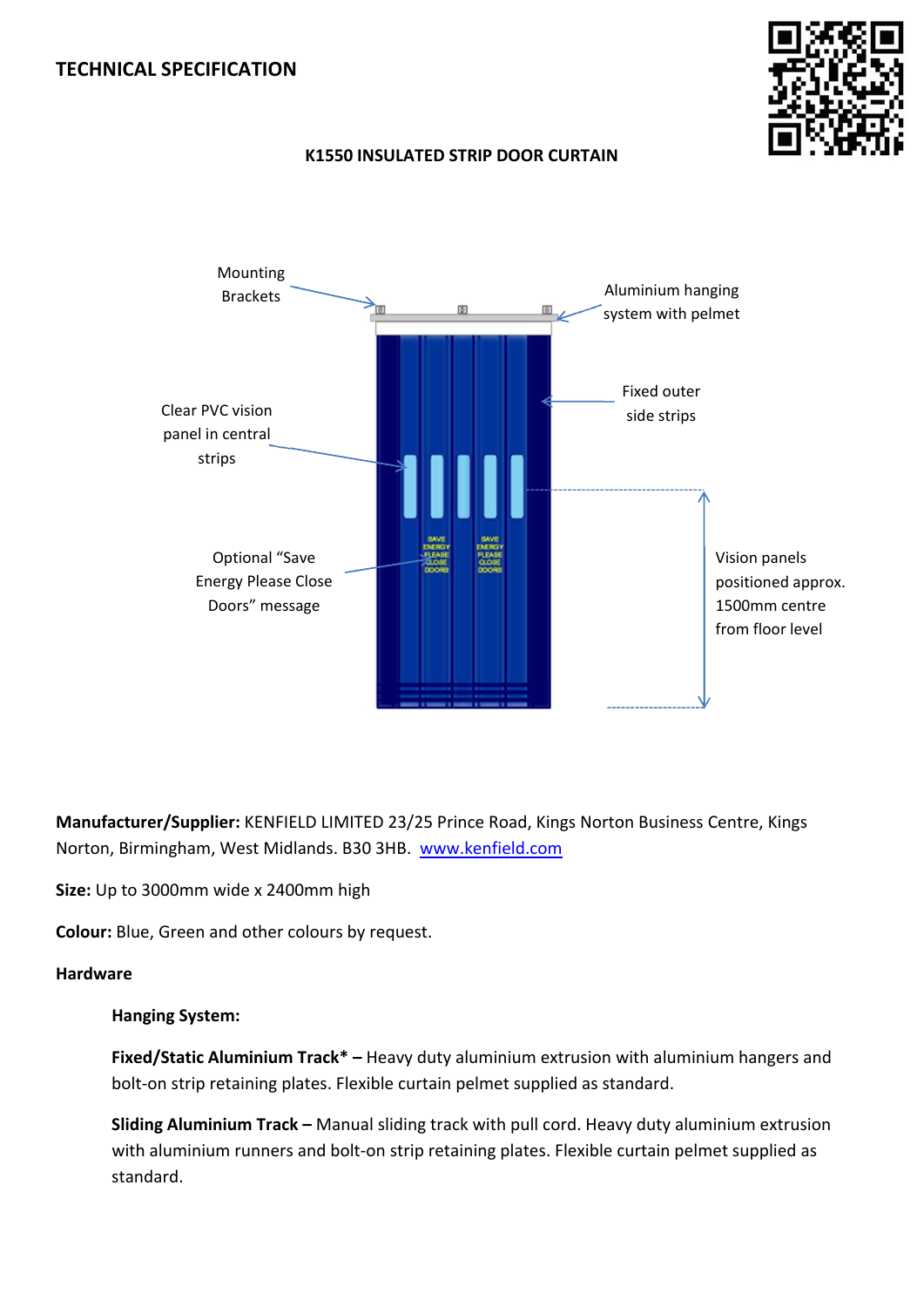# TECHNICAL SPECIFICATION

## K1550 INSULATED STRIP DOOR CURTAIN

Mounting Brackets

Aluminium hanging system with pelmet

Fixed outer side strips

Clear PVC vision panel in central strips

Optional "Save Energy Please Close Doors" message

Vision panels positioned approx. 1500mm centre from floor level

**Manufacturer/Supplier:** KENFIELD LIMITED 23/25 Prince Road, Kings Norton Business Centre, Kings Norton, Birmingham, West Midlands. B30 3HB. [www.kenfield.com](http://www.kenfield.com)

**Size:** Up to 3000mm wide x 2400mm high

**Colour:** Blue, Green and other colours by request.

**Hardware**

**Hanging System:**

**Fixed/Static Aluminium Track* –** Heavy duty aluminium extrusion with aluminium hangers and bolt-on strip retaining plates. Flexible curtain pelmet supplied as standard.

**Sliding Aluminium Track –** Manual sliding track with pull cord. Heavy duty aluminium extrusion with aluminium runners and bolt-on strip retaining plates. Flexible curtain pelmet supplied as standard.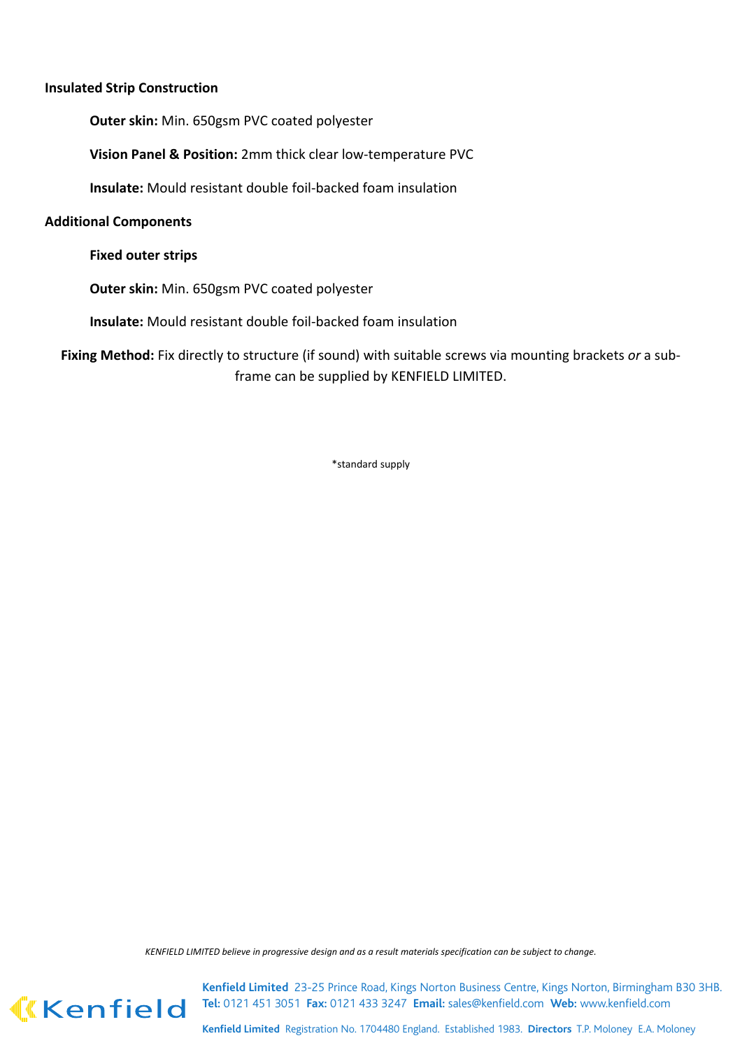**Insulated Strip Construction**

**Outer skin:** Min. 650gsm PVC coated polyester

**Vision Panel & Position:** 2mm thick clear low-temperature PVC

**Insulate:** Mould resistant double foil-backed foam insulation

**Additional Components**

**Fixed outer strips**

**Outer skin:** Min. 650gsm PVC coated polyester

**Insulate:** Mould resistant double foil-backed foam insulation

**Fixing Method:** Fix directly to structure (if sound) with suitable screws via mounting brackets *or* a sub-frame can be supplied by KENFIELD LIMITED.

*standard supply

*KENFIELD LIMITED believe in progressive design and as a result materials specification can be subject to change.*

Kenfield

**Kenfield Limited** 23-25 Prince Road, Kings Norton Business Centre, Kings Norton, Birmingham B30 3HB.
**Tel:** 0121 451 3051 **Fax:** 0121 433 3247 **Email:** sales@kenfield.com **Web:** www.kenfield.com

**Kenfield Limited** Registration No. 1704480 England. Established 1983. **Directors** T.P. Moloney E.A. Moloney